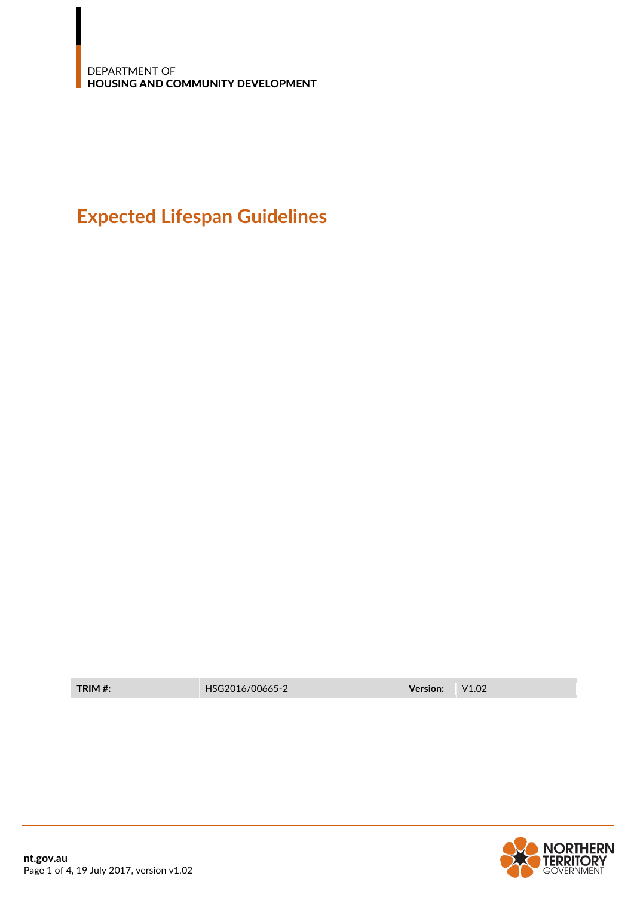DEPARTMENT OF
**HOUSING AND COMMUNITY DEVELOPMENT**

# Expected Lifespan Guidelines

| **TRIM #:** | HSG2016/00665-2 | **Version:** | V1.02 |
|---|---|---|---|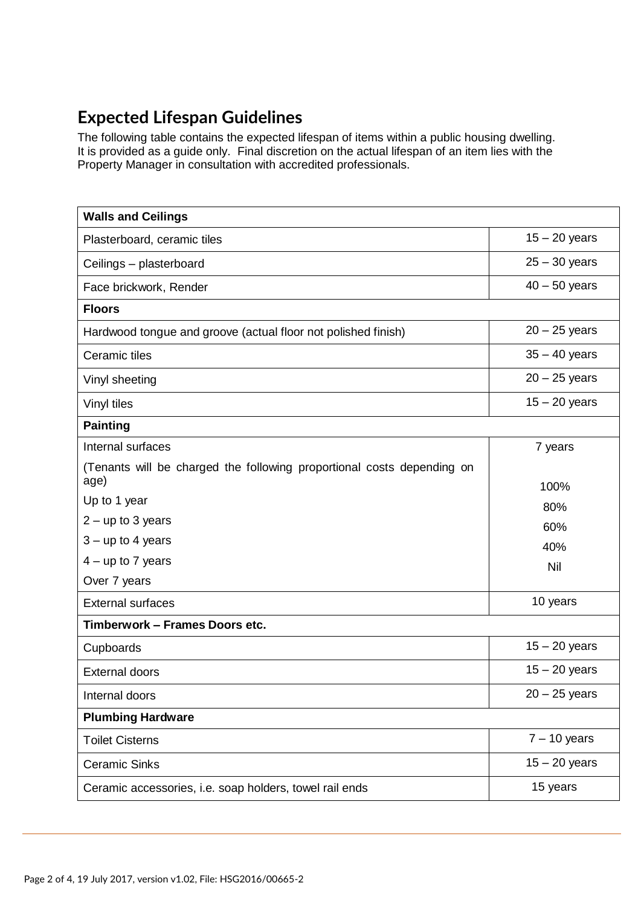## Expected Lifespan Guidelines

The following table contains the expected lifespan of items within a public housing dwelling. It is provided as a guide only. Final discretion on the actual lifespan of an item lies with the Property Manager in consultation with accredited professionals.

| **Walls and Ceilings** | |
|---|---|
| Plasterboard, ceramic tiles | 15 – 20 years |
| Ceilings – plasterboard | 25 – 30 years |
| Face brickwork, Render | 40 – 50 years |
| **Floors** | |
| Hardwood tongue and groove (actual floor not polished finish) | 20 – 25 years |
| Ceramic tiles | 35 – 40 years |
| Vinyl sheeting | 20 – 25 years |
| Vinyl tiles | 15 – 20 years |
| **Painting** | |
| Internal surfaces | 7 years |
| (Tenants will be charged the following proportional costs depending on age) | |
| Up to 1 year | 100% |
| 2 – up to 3 years | 80% |
| 3 – up to 4 years | 60% |
| 4 – up to 7 years | 40% |
| Over 7 years | Nil |
| External surfaces | 10 years |
| **Timberwork – Frames Doors etc.** | |
| Cupboards | 15 – 20 years |
| External doors | 15 – 20 years |
| Internal doors | 20 – 25 years |
| **Plumbing Hardware** | |
| Toilet Cisterns | 7 – 10 years |
| Ceramic Sinks | 15 – 20 years |
| Ceramic accessories, i.e. soap holders, towel rail ends | 15 years |

Page 2 of 4, 19 July 2017, version v1.02, File: HSG2016/00665-2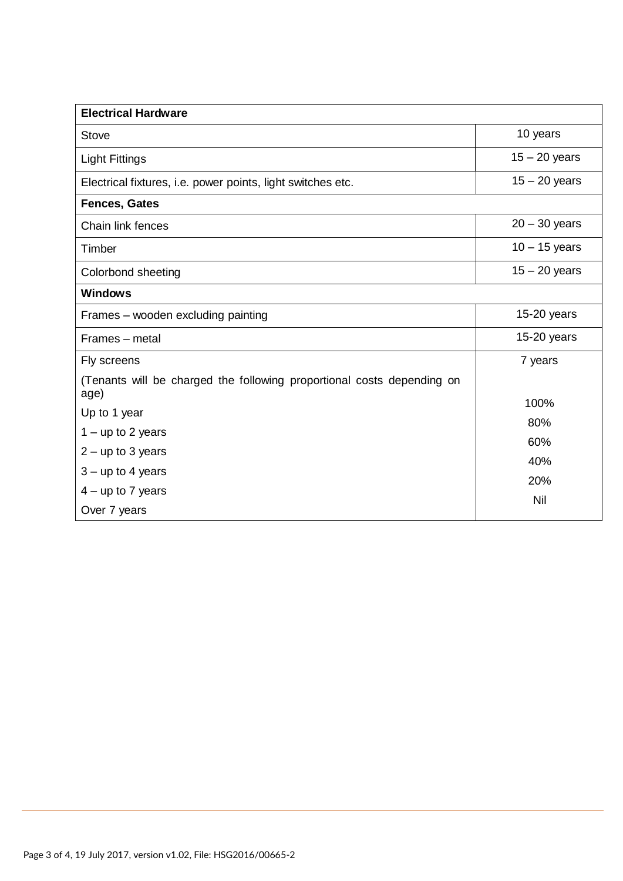| **Electrical Hardware** | |
|---|---|
| Stove | 10 years |
| Light Fittings | 15 – 20 years |
| Electrical fixtures, i.e. power points, light switches etc. | 15 – 20 years |
| **Fences, Gates** | |
| Chain link fences | 20 – 30 years |
| Timber | 10 – 15 years |
| Colorbond sheeting | 15 – 20 years |
| **Windows** | |
| Frames – wooden excluding painting | 15-20 years |
| Frames – metal | 15-20 years |
| Fly screens | 7 years |
| (Tenants will be charged the following proportional costs depending on age) | |
| Up to 1 year | 100% |
| 1 – up to 2 years | 80% |
| 2 – up to 3 years | 60% |
| 3 – up to 4 years | 40% |
| 4 – up to 7 years | 20% |
| Over 7 years | Nil |

Page 3 of 4, 19 July 2017, version v1.02, File: HSG2016/00665-2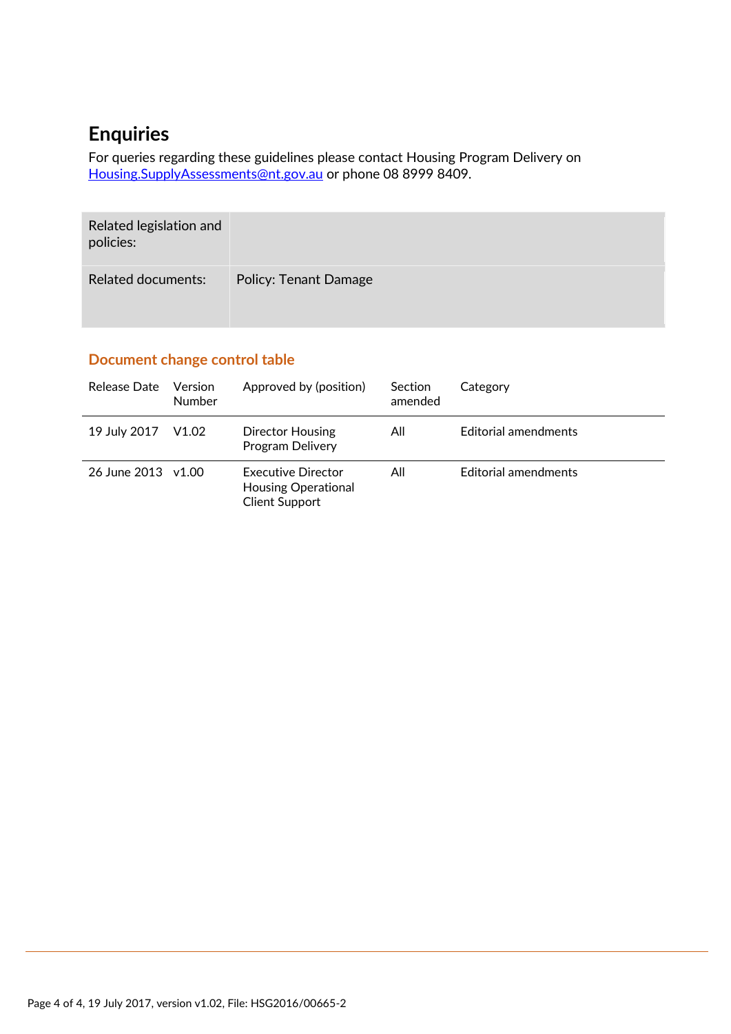## Enquiries

For queries regarding these guidelines please contact Housing Program Delivery on Housing.SupplyAssessments@nt.gov.au or phone 08 8999 8409.

| | |
|---|---|
| Related legislation and policies: | |
| Related documents: | Policy: Tenant Damage |

### Document change control table

| Release Date | Version Number | Approved by (position) | Section amended | Category |
|---|---|---|---|---|
| 19 July 2017 | V1.02 | Director Housing Program Delivery | All | Editorial amendments |
| 26 June 2013 | v1.00 | Executive Director Housing Operational Client Support | All | Editorial amendments |